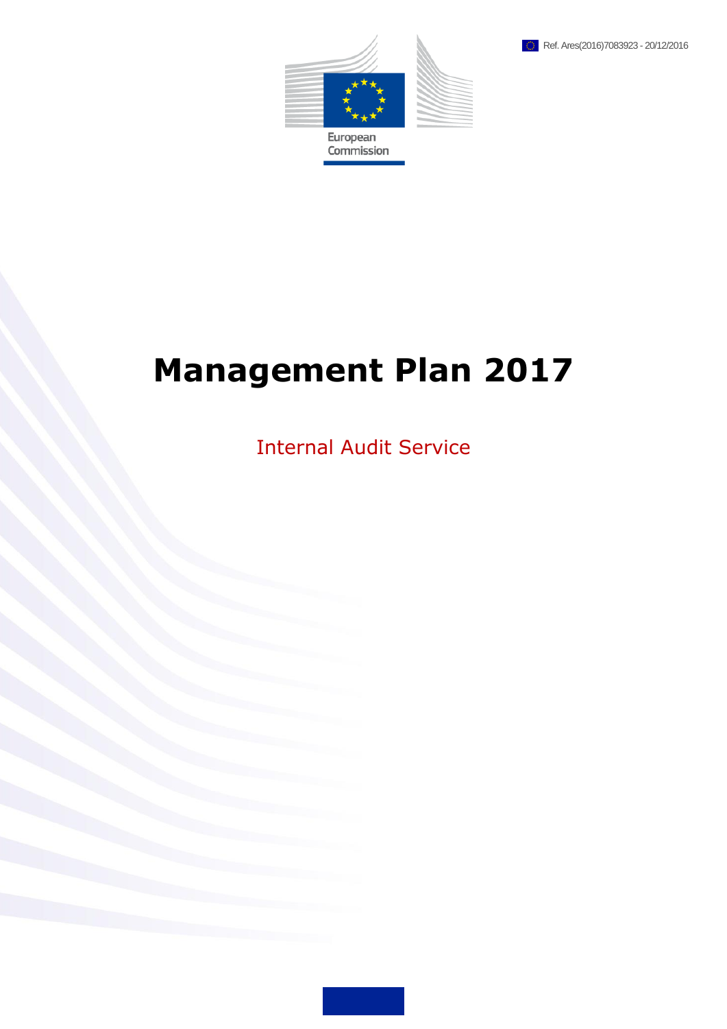Ref. Ares(2016)7083923 - 20/12/2016

European Commission

# Management Plan 2017

## Internal Audit Service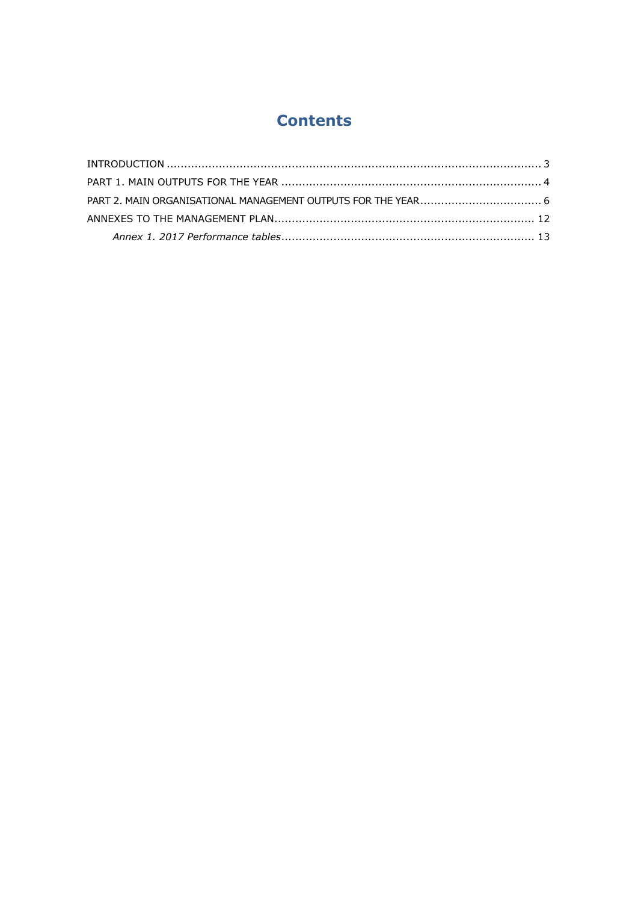# Contents

INTRODUCTION ........................................................................................................... 3

PART 1. MAIN OUTPUTS FOR THE YEAR .......................................................................... 4

PART 2. MAIN ORGANISATIONAL MANAGEMENT OUTPUTS FOR THE YEAR ................................... 6

ANNEXES TO THE MANAGEMENT PLAN.......................................................................... 12

*Annex 1. 2017 Performance tables*........................................................................ 13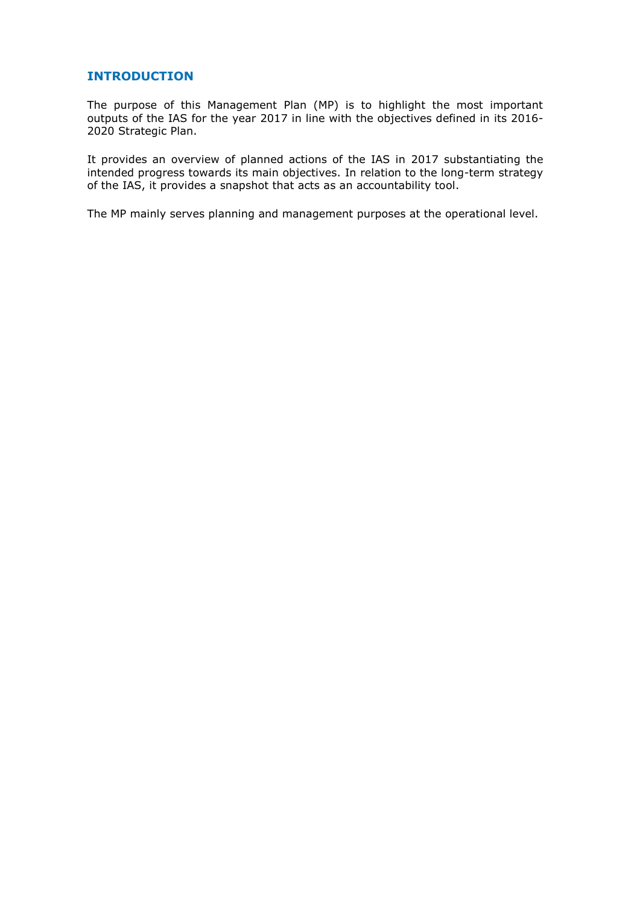# INTRODUCTION

The purpose of this Management Plan (MP) is to highlight the most important outputs of the IAS for the year 2017 in line with the objectives defined in its 2016-2020 Strategic Plan.

It provides an overview of planned actions of the IAS in 2017 substantiating the intended progress towards its main objectives. In relation to the long-term strategy of the IAS, it provides a snapshot that acts as an accountability tool.

The MP mainly serves planning and management purposes at the operational level.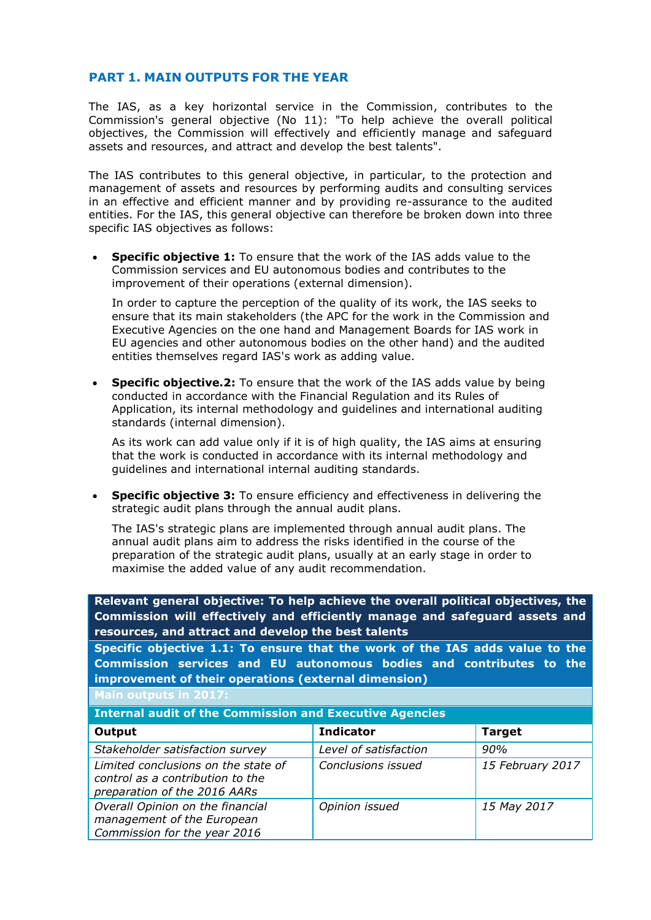## PART 1. MAIN OUTPUTS FOR THE YEAR

The IAS, as a key horizontal service in the Commission, contributes to the Commission's general objective (No 11): "To help achieve the overall political objectives, the Commission will effectively and efficiently manage and safeguard assets and resources, and attract and develop the best talents".

The IAS contributes to this general objective, in particular, to the protection and management of assets and resources by performing audits and consulting services in an effective and efficient manner and by providing re-assurance to the audited entities. For the IAS, this general objective can therefore be broken down into three specific IAS objectives as follows:

- **Specific objective 1:** To ensure that the work of the IAS adds value to the Commission services and EU autonomous bodies and contributes to the improvement of their operations (external dimension).

  In order to capture the perception of the quality of its work, the IAS seeks to ensure that its main stakeholders (the APC for the work in the Commission and Executive Agencies on the one hand and Management Boards for IAS work in EU agencies and other autonomous bodies on the other hand) and the audited entities themselves regard IAS's work as adding value.

- **Specific objective.2:** To ensure that the work of the IAS adds value by being conducted in accordance with the Financial Regulation and its Rules of Application, its internal methodology and guidelines and international auditing standards (internal dimension).

  As its work can add value only if it is of high quality, the IAS aims at ensuring that the work is conducted in accordance with its internal methodology and guidelines and international internal auditing standards.

- **Specific objective 3:** To ensure efficiency and effectiveness in delivering the strategic audit plans through the annual audit plans.

  The IAS's strategic plans are implemented through annual audit plans. The annual audit plans aim to address the risks identified in the course of the preparation of the strategic audit plans, usually at an early stage in order to maximise the added value of any audit recommendation.

| **Relevant general objective: To help achieve the overall political objectives, the Commission will effectively and efficiently manage and safeguard assets and resources, and attract and develop the best talents** | | |
|---|---|---|
| **Specific objective 1.1: To ensure that the work of the IAS adds value to the Commission services and EU autonomous bodies and contributes to the improvement of their operations (external dimension)** | | |
| **Main outputs in 2017:** | | |
| **Internal audit of the Commission and Executive Agencies** | | |
| **Output** | **Indicator** | **Target** |
| *Stakeholder satisfaction survey* | *Level of satisfaction* | *90%* |
| *Limited conclusions on the state of control as a contribution to the preparation of the 2016 AARs* | *Conclusions issued* | *15 February 2017* |
| *Overall Opinion on the financial management of the European Commission for the year 2016* | *Opinion issued* | *15 May 2017* |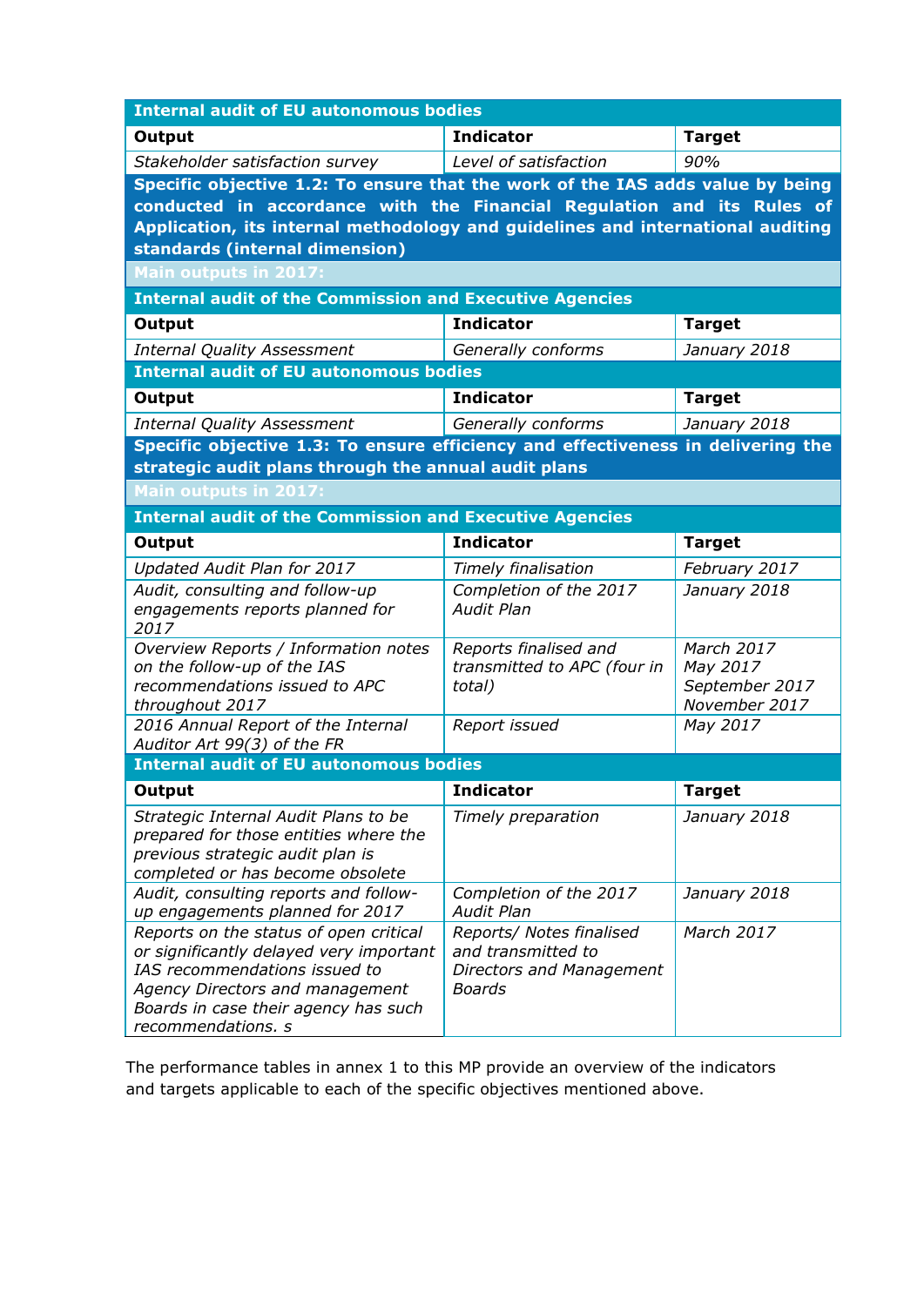| Internal audit of EU autonomous bodies | | |
|---|---|---|
| **Output** | **Indicator** | **Target** |
| *Stakeholder satisfaction survey* | *Level of satisfaction* | *90%* |
| **Specific objective 1.2: To ensure that the work of the IAS adds value by being conducted in accordance with the Financial Regulation and its Rules of Application, its internal methodology and guidelines and international auditing standards (internal dimension)** | | |
| **Main outputs in 2017:** | | |
| **Internal audit of the Commission and Executive Agencies** | | |
| **Output** | **Indicator** | **Target** |
| *Internal Quality Assessment* | *Generally conforms* | *January 2018* |
| **Internal audit of EU autonomous bodies** | | |
| **Output** | **Indicator** | **Target** |
| *Internal Quality Assessment* | *Generally conforms* | *January 2018* |
| **Specific objective 1.3: To ensure efficiency and effectiveness in delivering the strategic audit plans through the annual audit plans** | | |
| **Main outputs in 2017:** | | |
| **Internal audit of the Commission and Executive Agencies** | | |
| **Output** | **Indicator** | **Target** |
| *Updated Audit Plan for 2017* | *Timely finalisation* | *February 2017* |
| *Audit, consulting and follow-up engagements reports planned for 2017* | *Completion of the 2017 Audit Plan* | *January 2018* |
| *Overview Reports / Information notes on the follow-up of the IAS recommendations issued to APC throughout 2017* | *Reports finalised and transmitted to APC (four in total)* | *March 2017*<br>*May 2017*<br>*September 2017*<br>*November 2017* |
| *2016 Annual Report of the Internal Auditor Art 99(3) of the FR* | *Report issued* | *May 2017* |
| **Internal audit of EU autonomous bodies** | | |
| **Output** | **Indicator** | **Target** |
| *Strategic Internal Audit Plans to be prepared for those entities where the previous strategic audit plan is completed or has become obsolete* | *Timely preparation* | *January 2018* |
| *Audit, consulting reports and follow-up engagements planned for 2017* | *Completion of the 2017 Audit Plan* | *January 2018* |
| *Reports on the status of open critical or significantly delayed very important IAS recommendations issued to Agency Directors and management Boards in case their agency has such recommendations. s* | *Reports/ Notes finalised and transmitted to Directors and Management Boards* | *March 2017* |

The performance tables in annex 1 to this MP provide an overview of the indicators and targets applicable to each of the specific objectives mentioned above.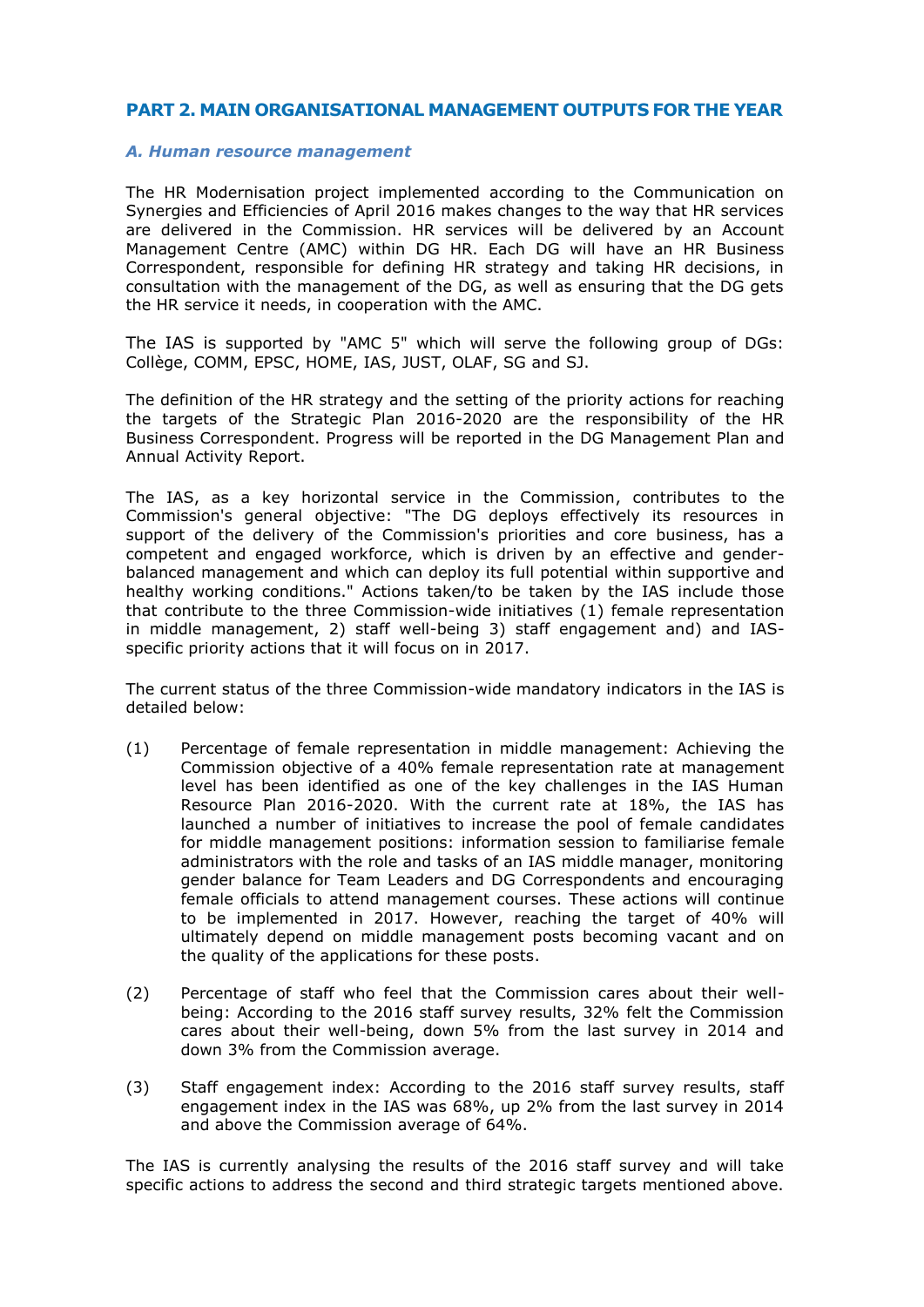## PART 2. MAIN ORGANISATIONAL MANAGEMENT OUTPUTS FOR THE YEAR

### *A. Human resource management*

The HR Modernisation project implemented according to the Communication on Synergies and Efficiencies of April 2016 makes changes to the way that HR services are delivered in the Commission. HR services will be delivered by an Account Management Centre (AMC) within DG HR. Each DG will have an HR Business Correspondent, responsible for defining HR strategy and taking HR decisions, in consultation with the management of the DG, as well as ensuring that the DG gets the HR service it needs, in cooperation with the AMC.

The IAS is supported by "AMC 5" which will serve the following group of DGs: Collège, COMM, EPSC, HOME, IAS, JUST, OLAF, SG and SJ.

The definition of the HR strategy and the setting of the priority actions for reaching the targets of the Strategic Plan 2016-2020 are the responsibility of the HR Business Correspondent. Progress will be reported in the DG Management Plan and Annual Activity Report.

The IAS, as a key horizontal service in the Commission, contributes to the Commission's general objective: "The DG deploys effectively its resources in support of the delivery of the Commission's priorities and core business, has a competent and engaged workforce, which is driven by an effective and gender-balanced management and which can deploy its full potential within supportive and healthy working conditions." Actions taken/to be taken by the IAS include those that contribute to the three Commission-wide initiatives (1) female representation in middle management, 2) staff well-being 3) staff engagement and) and IAS-specific priority actions that it will focus on in 2017.

The current status of the three Commission-wide mandatory indicators in the IAS is detailed below:

(1) Percentage of female representation in middle management: Achieving the Commission objective of a 40% female representation rate at management level has been identified as one of the key challenges in the IAS Human Resource Plan 2016-2020. With the current rate at 18%, the IAS has launched a number of initiatives to increase the pool of female candidates for middle management positions: information session to familiarise female administrators with the role and tasks of an IAS middle manager, monitoring gender balance for Team Leaders and DG Correspondents and encouraging female officials to attend management courses. These actions will continue to be implemented in 2017. However, reaching the target of 40% will ultimately depend on middle management posts becoming vacant and on the quality of the applications for these posts.

(2) Percentage of staff who feel that the Commission cares about their well-being: According to the 2016 staff survey results, 32% felt the Commission cares about their well-being, down 5% from the last survey in 2014 and down 3% from the Commission average.

(3) Staff engagement index: According to the 2016 staff survey results, staff engagement index in the IAS was 68%, up 2% from the last survey in 2014 and above the Commission average of 64%.

The IAS is currently analysing the results of the 2016 staff survey and will take specific actions to address the second and third strategic targets mentioned above.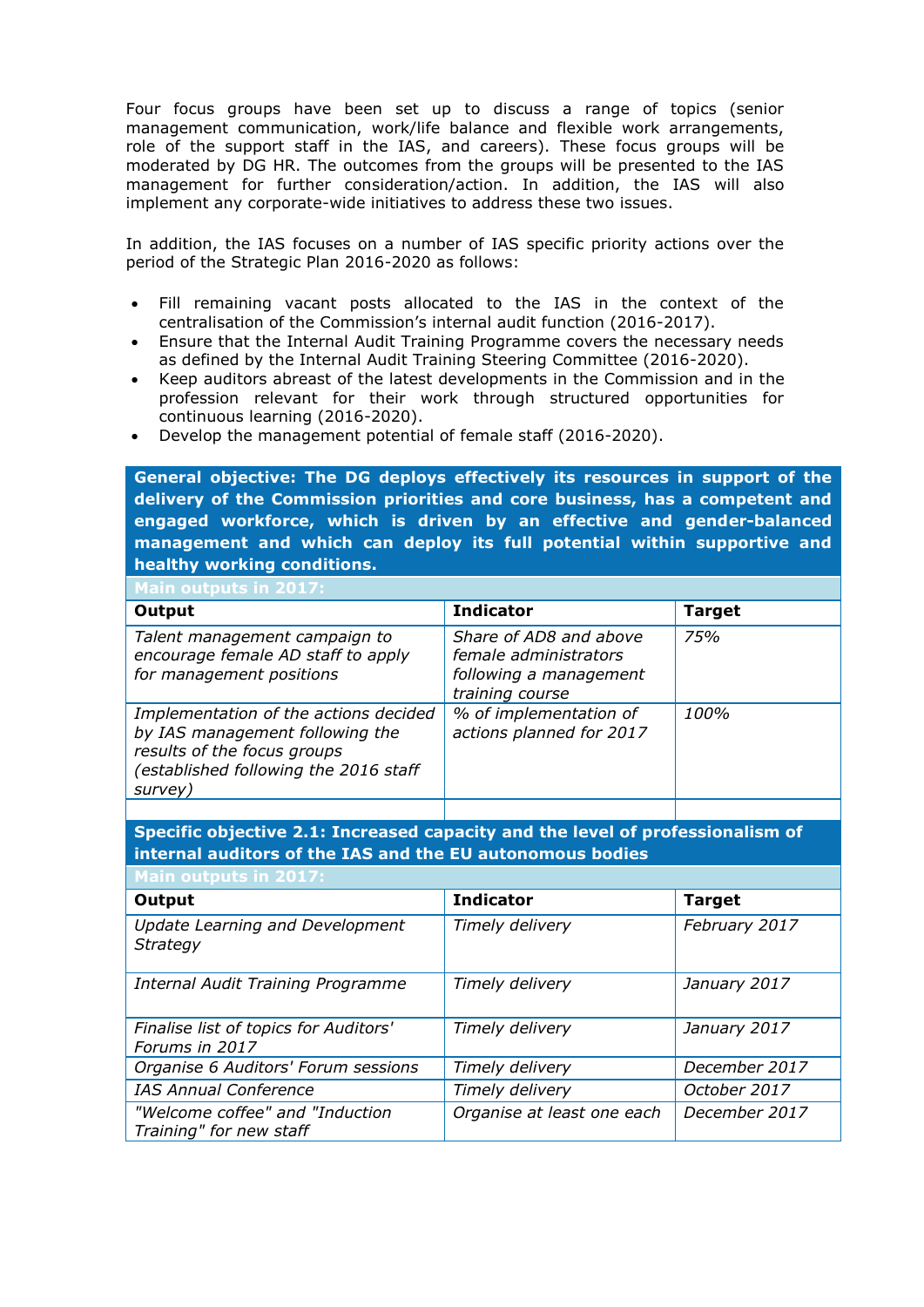Four focus groups have been set up to discuss a range of topics (senior management communication, work/life balance and flexible work arrangements, role of the support staff in the IAS, and careers). These focus groups will be moderated by DG HR. The outcomes from the groups will be presented to the IAS management for further consideration/action. In addition, the IAS will also implement any corporate-wide initiatives to address these two issues.

In addition, the IAS focuses on a number of IAS specific priority actions over the period of the Strategic Plan 2016-2020 as follows:

- Fill remaining vacant posts allocated to the IAS in the context of the centralisation of the Commission's internal audit function (2016-2017).
- Ensure that the Internal Audit Training Programme covers the necessary needs as defined by the Internal Audit Training Steering Committee (2016-2020).
- Keep auditors abreast of the latest developments in the Commission and in the profession relevant for their work through structured opportunities for continuous learning (2016-2020).
- Develop the management potential of female staff (2016-2020).

**General objective: The DG deploys effectively its resources in support of the delivery of the Commission priorities and core business, has a competent and engaged workforce, which is driven by an effective and gender-balanced management and which can deploy its full potential within supportive and healthy working conditions.**

**Main outputs in 2017:**

| Output | Indicator | Target |
|---|---|---|
| *Talent management campaign to encourage female AD staff to apply for management positions* | *Share of AD8 and above female administrators following a management training course* | *75%* |
| *Implementation of the actions decided by IAS management following the results of the focus groups (established following the 2016 staff survey)* | *% of implementation of actions planned for 2017* | *100%* |
| | | |

**Specific objective 2.1: Increased capacity and the level of professionalism of internal auditors of the IAS and the EU autonomous bodies**

**Main outputs in 2017:**

| Output | Indicator | Target |
|---|---|---|
| *Update Learning and Development Strategy* | *Timely delivery* | *February 2017* |
| *Internal Audit Training Programme* | *Timely delivery* | *January 2017* |
| *Finalise list of topics for Auditors' Forums in 2017* | *Timely delivery* | *January 2017* |
| *Organise 6 Auditors' Forum sessions* | *Timely delivery* | *December 2017* |
| *IAS Annual Conference* | *Timely delivery* | *October 2017* |
| *"Welcome coffee" and "Induction Training" for new staff* | *Organise at least one each* | *December 2017* |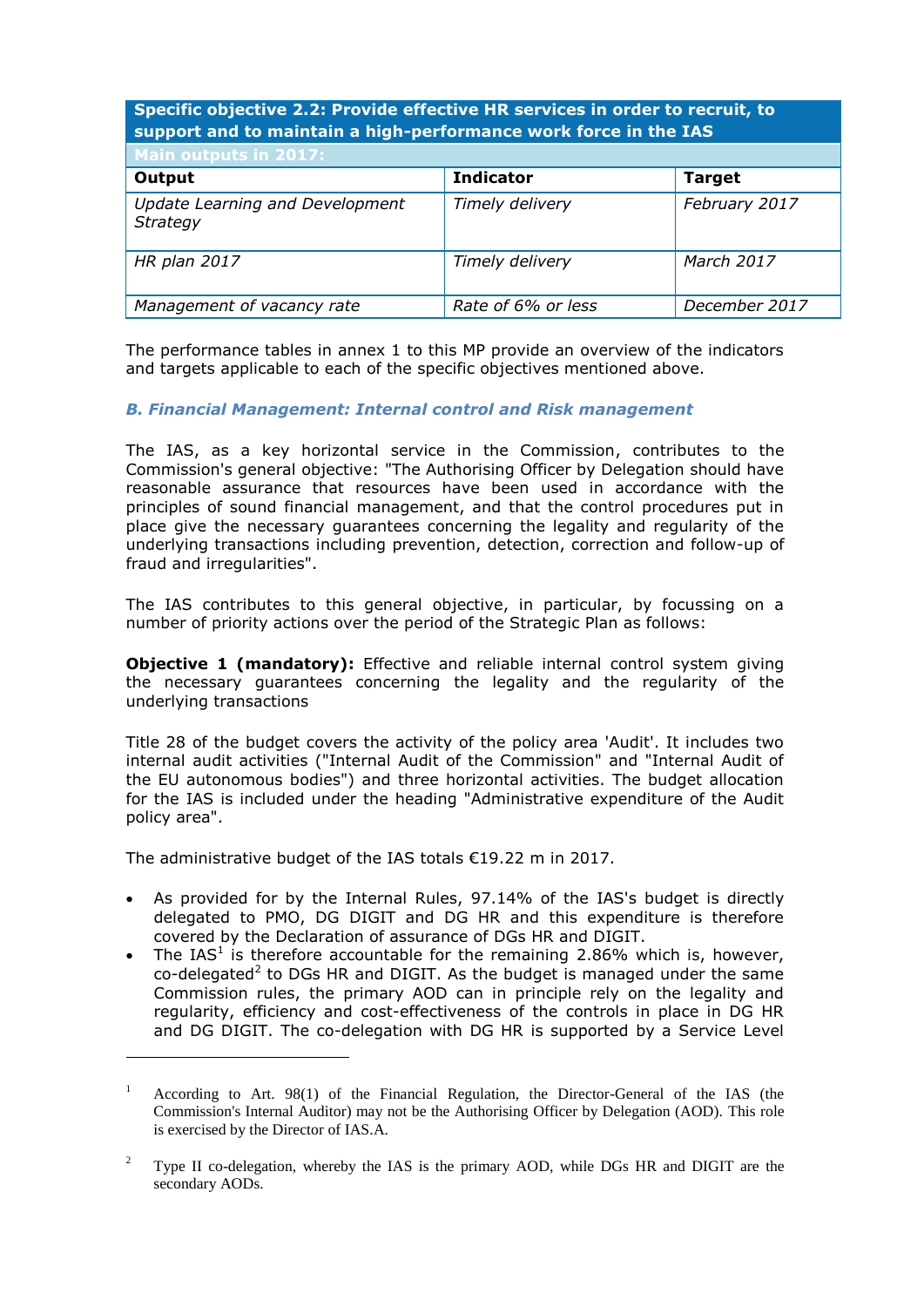| Specific objective 2.2: Provide effective HR services in order to recruit, to support and to maintain a high-performance work force in the IAS | | |
|---|---|---|
| **Main outputs in 2017:** | | |
| **Output** | **Indicator** | **Target** |
| *Update Learning and Development Strategy* | *Timely delivery* | *February 2017* |
| *HR plan 2017* | *Timely delivery* | *March 2017* |
| *Management of vacancy rate* | *Rate of 6% or less* | *December 2017* |

The performance tables in annex 1 to this MP provide an overview of the indicators and targets applicable to each of the specific objectives mentioned above.

### *B. Financial Management: Internal control and Risk management*

The IAS, as a key horizontal service in the Commission, contributes to the Commission's general objective: "The Authorising Officer by Delegation should have reasonable assurance that resources have been used in accordance with the principles of sound financial management, and that the control procedures put in place give the necessary guarantees concerning the legality and regularity of the underlying transactions including prevention, detection, correction and follow-up of fraud and irregularities".

The IAS contributes to this general objective, in particular, by focussing on a number of priority actions over the period of the Strategic Plan as follows:

**Objective 1 (mandatory):** Effective and reliable internal control system giving the necessary guarantees concerning the legality and the regularity of the underlying transactions

Title 28 of the budget covers the activity of the policy area 'Audit'. It includes two internal audit activities ("Internal Audit of the Commission" and "Internal Audit of the EU autonomous bodies") and three horizontal activities. The budget allocation for the IAS is included under the heading "Administrative expenditure of the Audit policy area".

The administrative budget of the IAS totals €19.22 m in 2017.

- As provided for by the Internal Rules, 97.14% of the IAS's budget is directly delegated to PMO, DG DIGIT and DG HR and this expenditure is therefore covered by the Declaration of assurance of DGs HR and DIGIT.
- The IAS[1] is therefore accountable for the remaining 2.86% which is, however, co-delegated[2] to DGs HR and DIGIT. As the budget is managed under the same Commission rules, the primary AOD can in principle rely on the legality and regularity, efficiency and cost-effectiveness of the controls in place in DG HR and DG DIGIT. The co-delegation with DG HR is supported by a Service Level

[1] According to Art. 98(1) of the Financial Regulation, the Director-General of the IAS (the Commission's Internal Auditor) may not be the Authorising Officer by Delegation (AOD). This role is exercised by the Director of IAS.A.

[2] Type II co-delegation, whereby the IAS is the primary AOD, while DGs HR and DIGIT are the secondary AODs.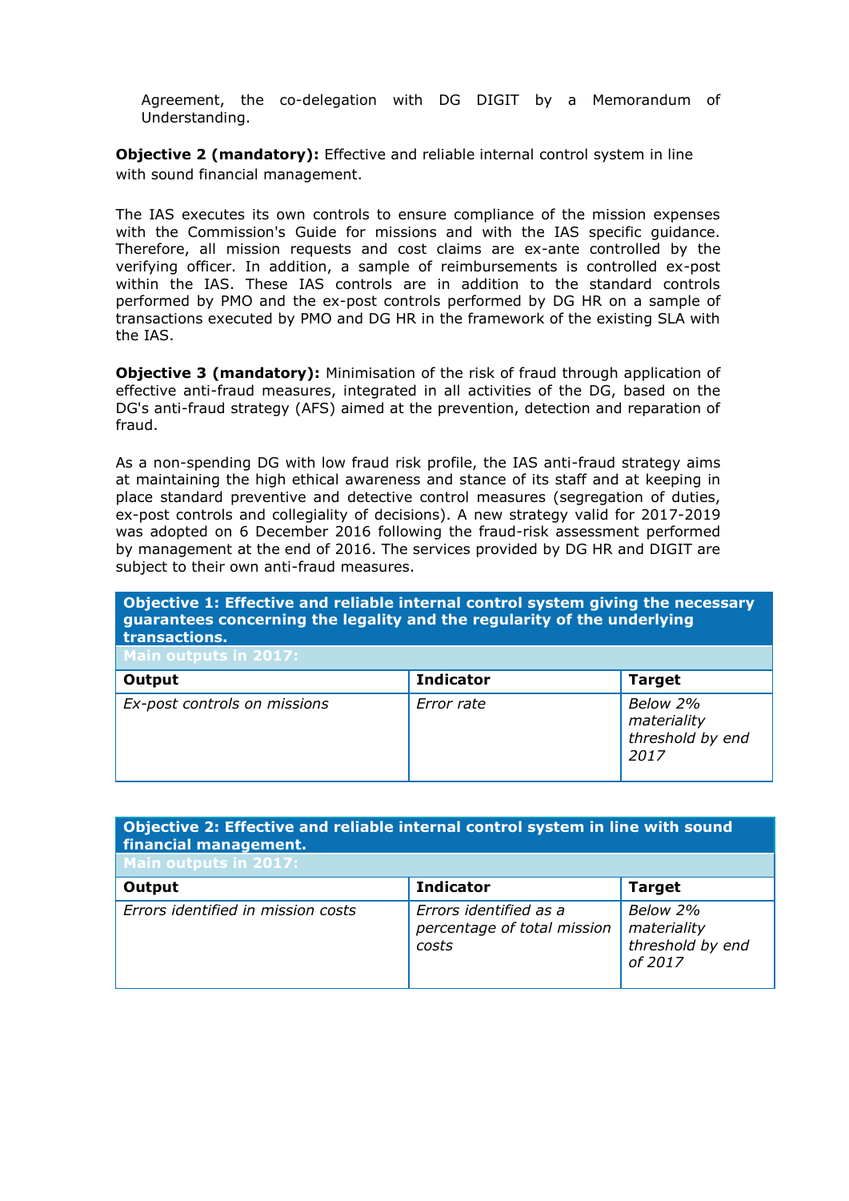Agreement, the co-delegation with DG DIGIT by a Memorandum of Understanding.

**Objective 2 (mandatory):** Effective and reliable internal control system in line with sound financial management.

The IAS executes its own controls to ensure compliance of the mission expenses with the Commission's Guide for missions and with the IAS specific guidance. Therefore, all mission requests and cost claims are ex-ante controlled by the verifying officer. In addition, a sample of reimbursements is controlled ex-post within the IAS. These IAS controls are in addition to the standard controls performed by PMO and the ex-post controls performed by DG HR on a sample of transactions executed by PMO and DG HR in the framework of the existing SLA with the IAS.

**Objective 3 (mandatory):** Minimisation of the risk of fraud through application of effective anti-fraud measures, integrated in all activities of the DG, based on the DG's anti-fraud strategy (AFS) aimed at the prevention, detection and reparation of fraud.

As a non-spending DG with low fraud risk profile, the IAS anti-fraud strategy aims at maintaining the high ethical awareness and stance of its staff and at keeping in place standard preventive and detective control measures (segregation of duties, ex-post controls and collegiality of decisions). A new strategy valid for 2017-2019 was adopted on 6 December 2016 following the fraud-risk assessment performed by management at the end of 2016. The services provided by DG HR and DIGIT are subject to their own anti-fraud measures.

| **Objective 1: Effective and reliable internal control system giving the necessary guarantees concerning the legality and the regularity of the underlying transactions.** | | |
|---|---|---|
| **Main outputs in 2017:** | | |
| **Output** | **Indicator** | **Target** |
| *Ex-post controls on missions* | *Error rate* | *Below 2% materiality threshold by end 2017* |

| **Objective 2: Effective and reliable internal control system in line with sound financial management.** | | |
|---|---|---|
| **Main outputs in 2017:** | | |
| **Output** | **Indicator** | **Target** |
| *Errors identified in mission costs* | *Errors identified as a percentage of total mission costs* | *Below 2% materiality threshold by end of 2017* |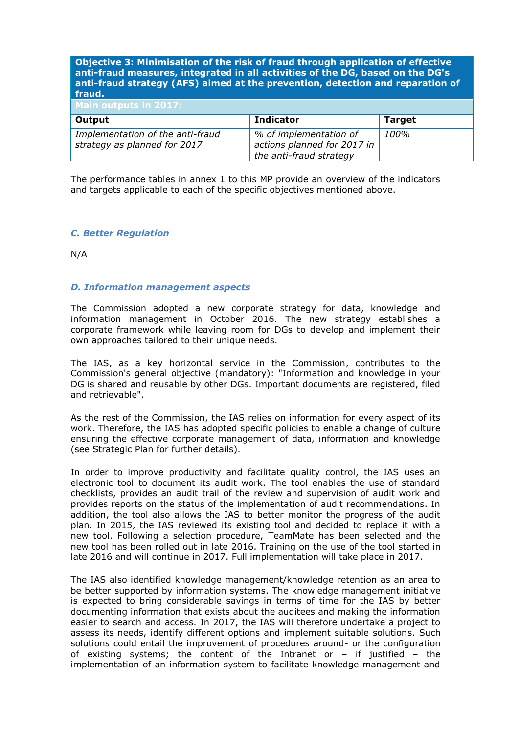| **Objective 3: Minimisation of the risk of fraud through application of effective anti-fraud measures, integrated in all activities of the DG, based on the DG's anti-fraud strategy (AFS) aimed at the prevention, detection and reparation of fraud.** | | |
|---|---|---|
| **Main outputs in 2017:** | | |
| **Output** | **Indicator** | **Target** |
| *Implementation of the anti-fraud strategy as planned for 2017* | *% of implementation of actions planned for 2017 in the anti-fraud strategy* | *100%* |

The performance tables in annex 1 to this MP provide an overview of the indicators and targets applicable to each of the specific objectives mentioned above.

### *C. Better Regulation*

N/A

### *D. Information management aspects*

The Commission adopted a new corporate strategy for data, knowledge and information management in October 2016. The new strategy establishes a corporate framework while leaving room for DGs to develop and implement their own approaches tailored to their unique needs.

The IAS, as a key horizontal service in the Commission, contributes to the Commission's general objective (mandatory): "Information and knowledge in your DG is shared and reusable by other DGs. Important documents are registered, filed and retrievable".

As the rest of the Commission, the IAS relies on information for every aspect of its work. Therefore, the IAS has adopted specific policies to enable a change of culture ensuring the effective corporate management of data, information and knowledge (see Strategic Plan for further details).

In order to improve productivity and facilitate quality control, the IAS uses an electronic tool to document its audit work. The tool enables the use of standard checklists, provides an audit trail of the review and supervision of audit work and provides reports on the status of the implementation of audit recommendations. In addition, the tool also allows the IAS to better monitor the progress of the audit plan. In 2015, the IAS reviewed its existing tool and decided to replace it with a new tool. Following a selection procedure, TeamMate has been selected and the new tool has been rolled out in late 2016. Training on the use of the tool started in late 2016 and will continue in 2017. Full implementation will take place in 2017.

The IAS also identified knowledge management/knowledge retention as an area to be better supported by information systems. The knowledge management initiative is expected to bring considerable savings in terms of time for the IAS by better documenting information that exists about the auditees and making the information easier to search and access. In 2017, the IAS will therefore undertake a project to assess its needs, identify different options and implement suitable solutions. Such solutions could entail the improvement of procedures around- or the configuration of existing systems; the content of the Intranet or – if justified – the implementation of an information system to facilitate knowledge management and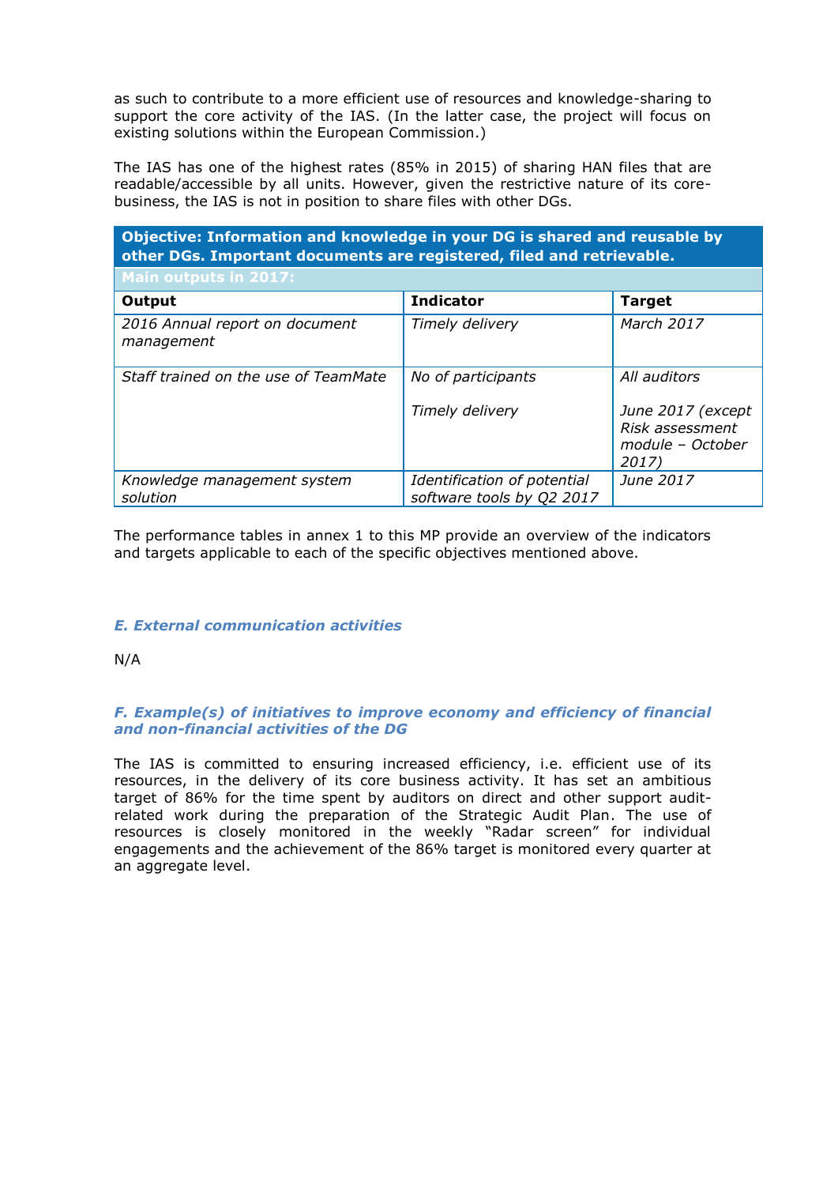as such to contribute to a more efficient use of resources and knowledge-sharing to support the core activity of the IAS. (In the latter case, the project will focus on existing solutions within the European Commission.)

The IAS has one of the highest rates (85% in 2015) of sharing HAN files that are readable/accessible by all units. However, given the restrictive nature of its core-business, the IAS is not in position to share files with other DGs.

| **Objective: Information and knowledge in your DG is shared and reusable by other DGs. Important documents are registered, filed and retrievable.** | | |
|---|---|---|
| **Main outputs in 2017:** | | |
| **Output** | **Indicator** | **Target** |
| *2016 Annual report on document management* | *Timely delivery* | *March 2017* |
| *Staff trained on the use of TeamMate* | *No of participants*<br><br>*Timely delivery* | *All auditors*<br><br>*June 2017 (except Risk assessment module – October 2017)* |
| *Knowledge management system solution* | *Identification of potential software tools by Q2 2017* | *June 2017* |

The performance tables in annex 1 to this MP provide an overview of the indicators and targets applicable to each of the specific objectives mentioned above.

### *E. External communication activities*

N/A

### *F. Example(s) of initiatives to improve economy and efficiency of financial and non-financial activities of the DG*

The IAS is committed to ensuring increased efficiency, i.e. efficient use of its resources, in the delivery of its core business activity. It has set an ambitious target of 86% for the time spent by auditors on direct and other support audit-related work during the preparation of the Strategic Audit Plan. The use of resources is closely monitored in the weekly "Radar screen" for individual engagements and the achievement of the 86% target is monitored every quarter at an aggregate level.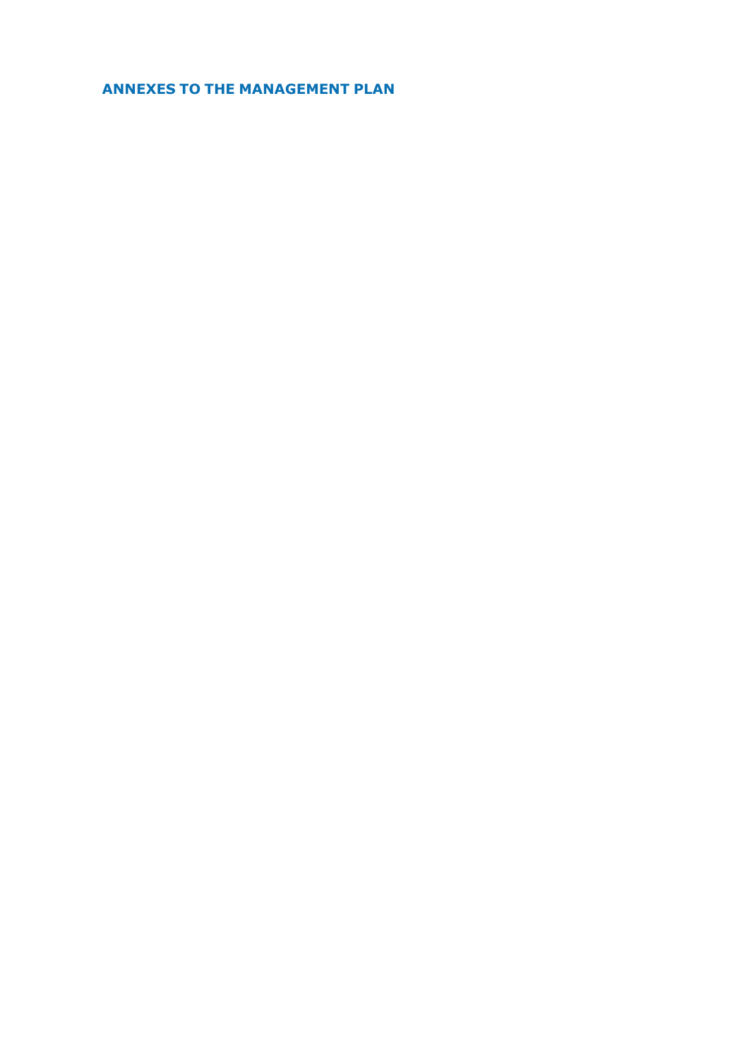## ANNEXES TO THE MANAGEMENT PLAN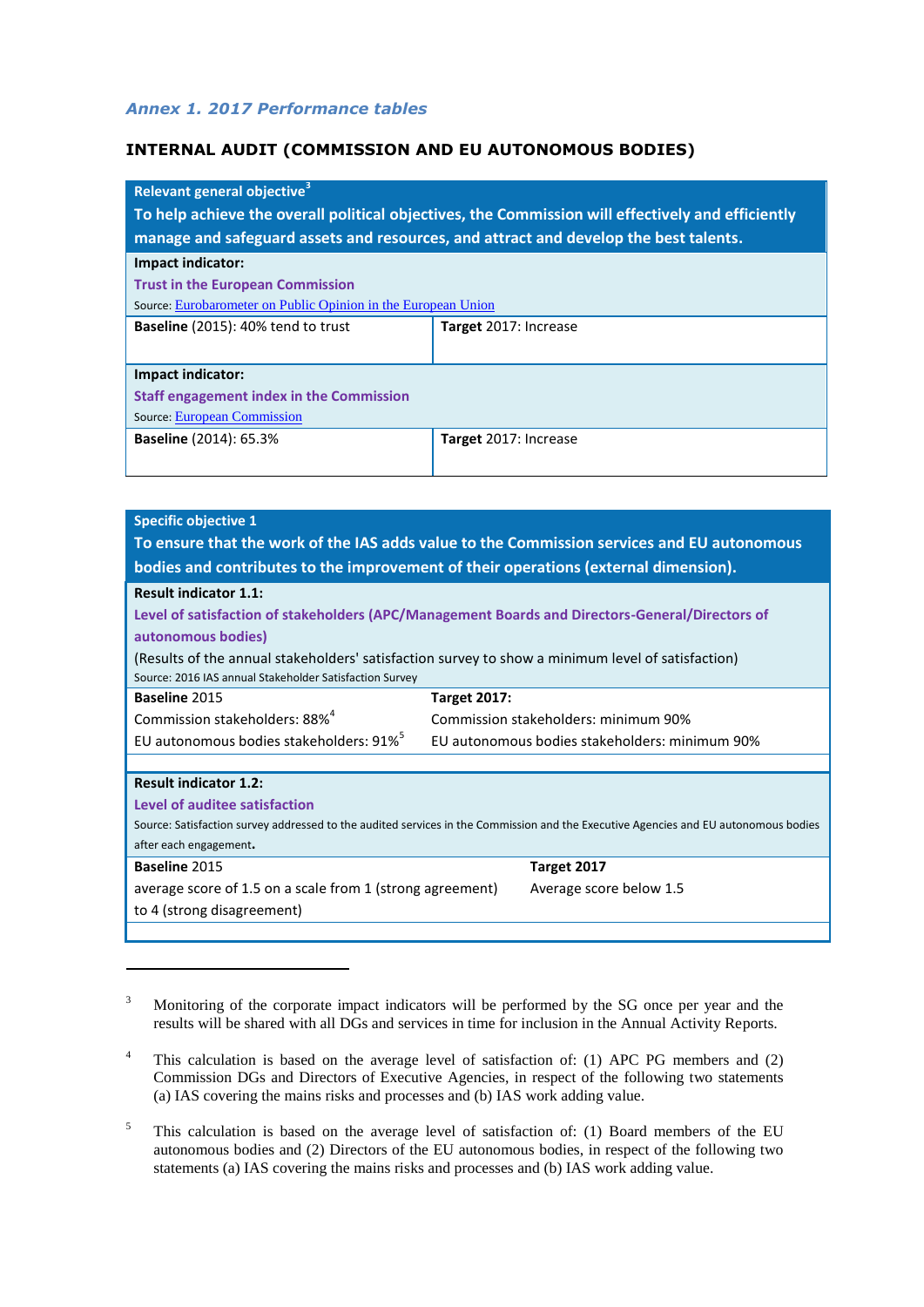### *Annex 1. 2017 Performance tables*

## INTERNAL AUDIT (COMMISSION AND EU AUTONOMOUS BODIES)

| **Relevant general objective**[3] **To help achieve the overall political objectives, the Commission will effectively and efficiently manage and safeguard assets and resources, and attract and develop the best talents.** | |
|---|---|
| **Impact indicator:** **Trust in the European Commission** Source: Eurobarometer on Public Opinion in the European Union | |
| **Baseline** (2015): 40% tend to trust | **Target** 2017: Increase |
| **Impact indicator:** **Staff engagement index in the Commission** Source: European Commission | |
| **Baseline** (2014): 65.3% | **Target** 2017: Increase |

| **Specific objective 1** **To ensure that the work of the IAS adds value to the Commission services and EU autonomous bodies and contributes to the improvement of their operations (external dimension).** | |
|---|---|
| **Result indicator 1.1:** **Level of satisfaction of stakeholders (APC/Management Boards and Directors-General/Directors of autonomous bodies)** (Results of the annual stakeholders' satisfaction survey to show a minimum level of satisfaction) Source: 2016 IAS annual Stakeholder Satisfaction Survey | |
| **Baseline** 2015<br>Commission stakeholders: 88%[4]<br>EU autonomous bodies stakeholders: 91%[5] | **Target 2017:**<br>Commission stakeholders: minimum 90%<br>EU autonomous bodies stakeholders: minimum 90% |
| **Result indicator 1.2:** **Level of auditee satisfaction** Source: Satisfaction survey addressed to the audited services in the Commission and the Executive Agencies and EU autonomous bodies after each engagement**.** | |
| **Baseline** 2015<br>average score of 1.5 on a scale from 1 (strong agreement) to 4 (strong disagreement) | **Target 2017**<br>Average score below 1.5 |

[3] Monitoring of the corporate impact indicators will be performed by the SG once per year and the results will be shared with all DGs and services in time for inclusion in the Annual Activity Reports.

[4] This calculation is based on the average level of satisfaction of: (1) APC PG members and (2) Commission DGs and Directors of Executive Agencies, in respect of the following two statements (a) IAS covering the mains risks and processes and (b) IAS work adding value.

[5] This calculation is based on the average level of satisfaction of: (1) Board members of the EU autonomous bodies and (2) Directors of the EU autonomous bodies, in respect of the following two statements (a) IAS covering the mains risks and processes and (b) IAS work adding value.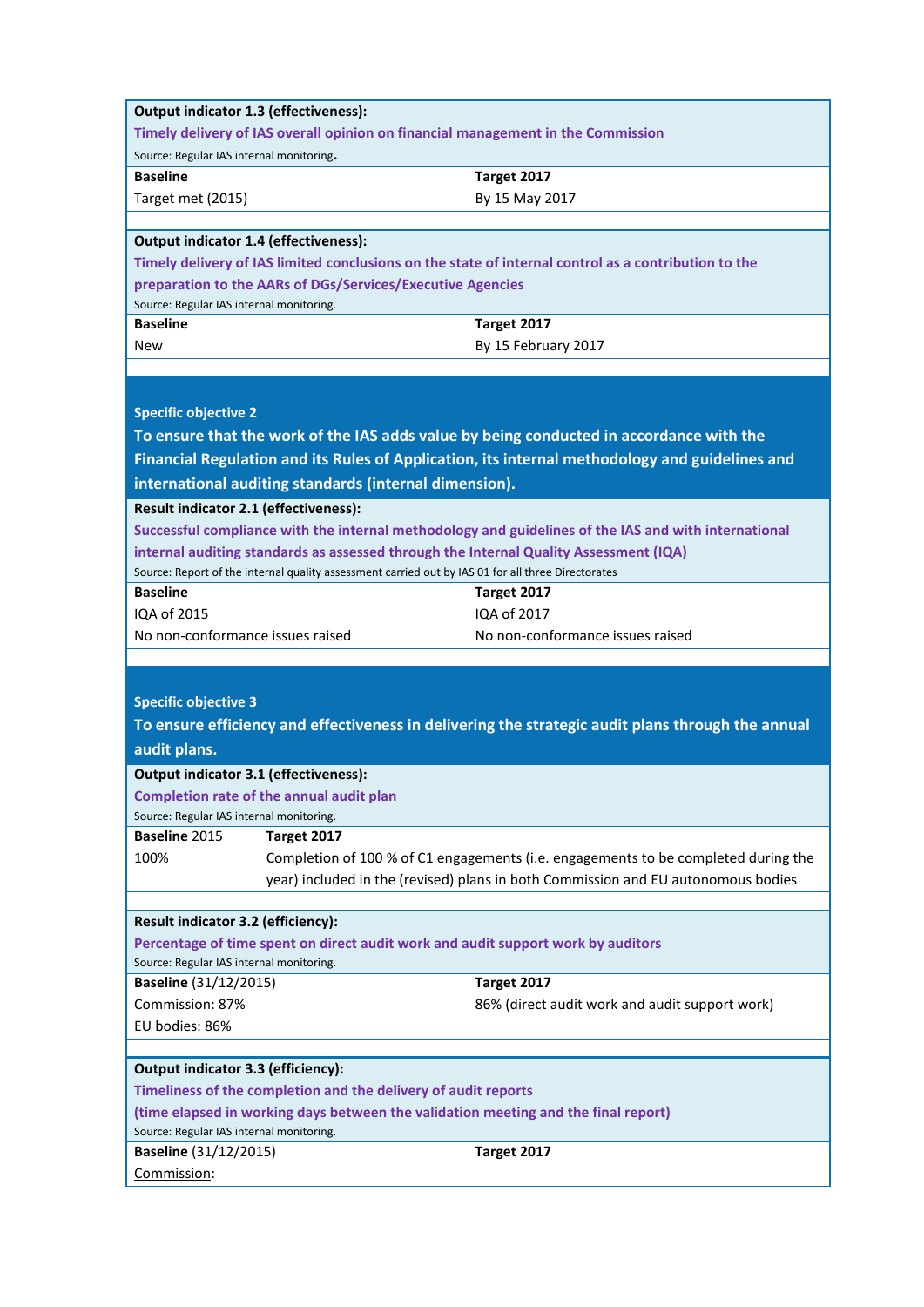**Output indicator 1.3 (effectiveness):**

**Timely delivery of IAS overall opinion on financial management in the Commission**

Source: Regular IAS internal monitoring.

| Baseline | Target 2017 |
|---|---|
| Target met (2015) | By 15 May 2017 |

**Output indicator 1.4 (effectiveness):**

**Timely delivery of IAS limited conclusions on the state of internal control as a contribution to the preparation to the AARs of DGs/Services/Executive Agencies**

Source: Regular IAS internal monitoring.

| Baseline | Target 2017 |
|---|---|
| New | By 15 February 2017 |

**Specific objective 2**

**To ensure that the work of the IAS adds value by being conducted in accordance with the Financial Regulation and its Rules of Application, its internal methodology and guidelines and international auditing standards (internal dimension).**

**Result indicator 2.1 (effectiveness):**

**Successful compliance with the internal methodology and guidelines of the IAS and with international internal auditing standards as assessed through the Internal Quality Assessment (IQA)**

Source: Report of the internal quality assessment carried out by IAS 01 for all three Directorates

| Baseline | Target 2017 |
|---|---|
| IQA of 2015 | IQA of 2017 |
| No non-conformance issues raised | No non-conformance issues raised |

**Specific objective 3**

**To ensure efficiency and effectiveness in delivering the strategic audit plans through the annual audit plans.**

**Output indicator 3.1 (effectiveness):**

**Completion rate of the annual audit plan**

Source: Regular IAS internal monitoring.

| **Baseline** 2015 | **Target 2017** |
|---|---|
| 100% | Completion of 100 % of C1 engagements (i.e. engagements to be completed during the year) included in the (revised) plans in both Commission and EU autonomous bodies |

**Result indicator 3.2 (efficiency):**

**Percentage of time spent on direct audit work and audit support work by auditors**

Source: Regular IAS internal monitoring.

| **Baseline** (31/12/2015) | **Target 2017** |
|---|---|
| Commission: 87%<br>EU bodies: 86% | 86% (direct audit work and audit support work) |

**Output indicator 3.3 (efficiency):**

**Timeliness of the completion and the delivery of audit reports**

**(time elapsed in working days between the validation meeting and the final report)**

Source: Regular IAS internal monitoring.

| **Baseline** (31/12/2015) | **Target 2017** |
|---|---|
| Commission: | |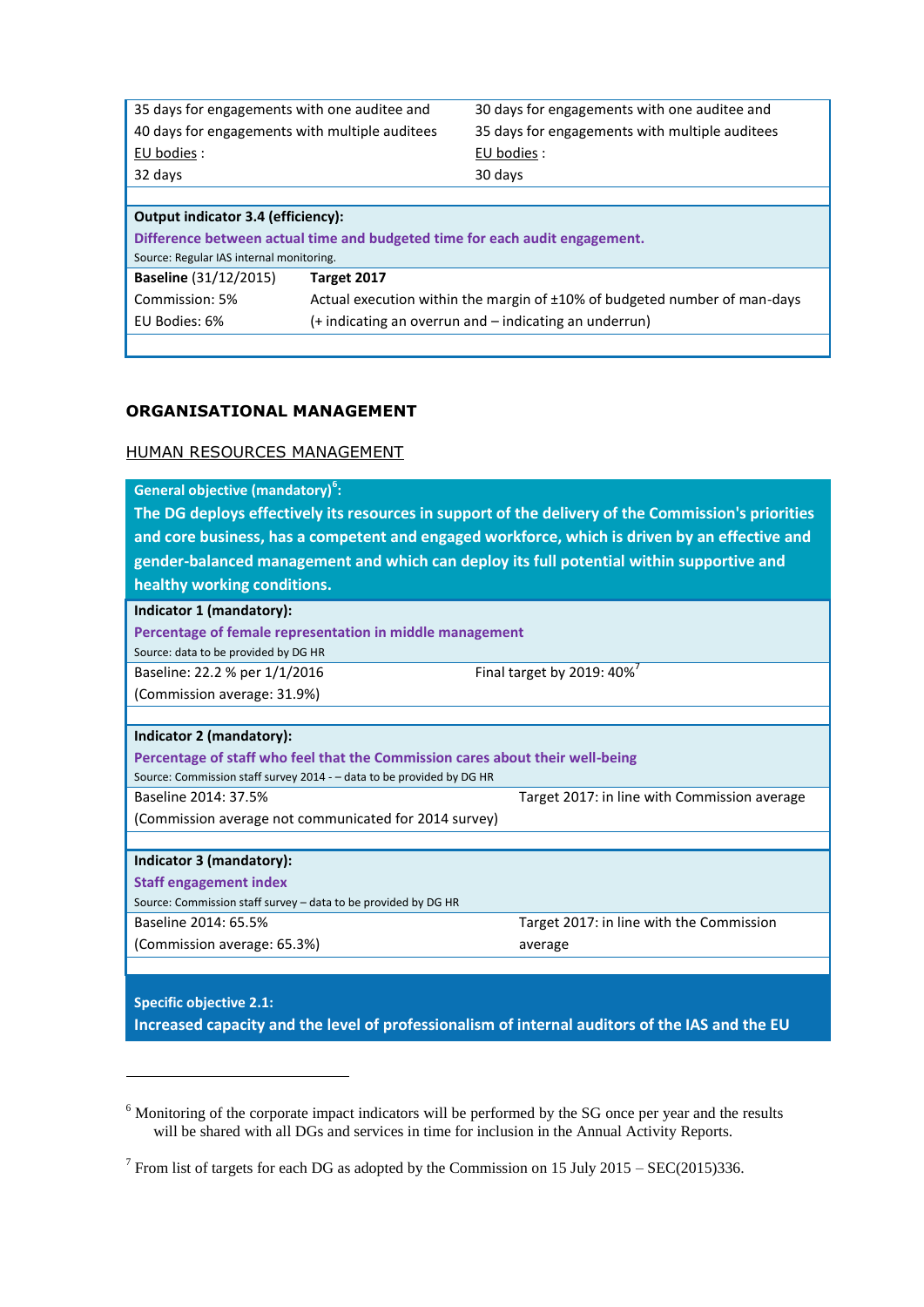| | |
|---|---|
| 35 days for engagements with one auditee and 40 days for engagements with multiple auditees | 30 days for engagements with one auditee and 35 days for engagements with multiple auditees |
| EU bodies : | EU bodies : |
| 32 days | 30 days |

| **Output indicator 3.4 (efficiency):** **Difference between actual time and budgeted time for each audit engagement.** Source: Regular IAS internal monitoring. | |
|---|---|
| **Baseline** (31/12/2015) | **Target 2017** |
| Commission: 5% | Actual execution within the margin of ±10% of budgeted number of man-days |
| EU Bodies: 6% | (+ indicating an overrun and – indicating an underrun) |

## ORGANISATIONAL MANAGEMENT

### HUMAN RESOURCES MANAGEMENT

**General objective (mandatory)[6]:**

**The DG deploys effectively its resources in support of the delivery of the Commission's priorities and core business, has a competent and engaged workforce, which is driven by an effective and gender-balanced management and which can deploy its full potential within supportive and healthy working conditions.**

| **Indicator 1 (mandatory):** **Percentage of female representation in middle management** Source: data to be provided by DG HR | |
|---|---|
| Baseline: 22.2 % per 1/1/2016 (Commission average: 31.9%) | Final target by 2019: 40%[7] |

| **Indicator 2 (mandatory):** **Percentage of staff who feel that the Commission cares about their well-being** Source: Commission staff survey 2014 - – data to be provided by DG HR | |
|---|---|
| Baseline 2014: 37.5% (Commission average not communicated for 2014 survey) | Target 2017: in line with Commission average |

| **Indicator 3 (mandatory):** **Staff engagement index** Source: Commission staff survey – data to be provided by DG HR | |
|---|---|
| Baseline 2014: 65.5% (Commission average: 65.3%) | Target 2017: in line with the Commission average |

**Specific objective 2.1:**
**Increased capacity and the level of professionalism of internal auditors of the IAS and the EU**

---

[6] Monitoring of the corporate impact indicators will be performed by the SG once per year and the results will be shared with all DGs and services in time for inclusion in the Annual Activity Reports.

[7] From list of targets for each DG as adopted by the Commission on 15 July 2015 – SEC(2015)336.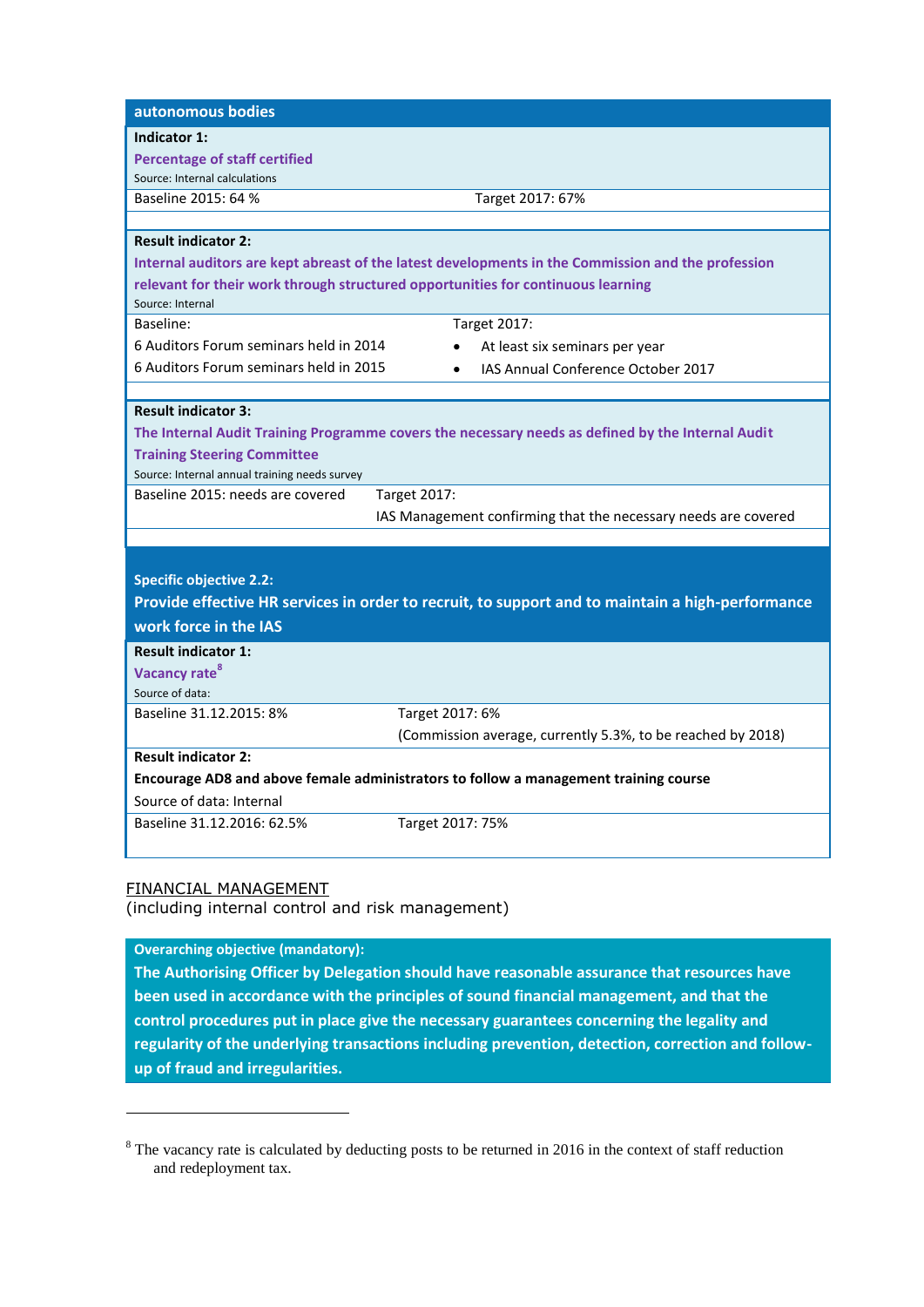**autonomous bodies**

**Indicator 1:**

**Percentage of staff certified**

Source: Internal calculations

| Baseline 2015: 64 % | Target 2017: 67% |
|---|---|

**Result indicator 2:**

**Internal auditors are kept abreast of the latest developments in the Commission and the profession relevant for their work through structured opportunities for continuous learning**

Source: Internal

| Baseline: | Target 2017: |
|---|---|
| 6 Auditors Forum seminars held in 2014 | • At least six seminars per year |
| 6 Auditors Forum seminars held in 2015 | • IAS Annual Conference October 2017 |

**Result indicator 3:**

**The Internal Audit Training Programme covers the necessary needs as defined by the Internal Audit Training Steering Committee**

Source: Internal annual training needs survey

| Baseline 2015: needs are covered | Target 2017: IAS Management confirming that the necessary needs are covered |
|---|---|

**Specific objective 2.2:**

**Provide effective HR services in order to recruit, to support and to maintain a high-performance work force in the IAS**

**Result indicator 1:**

**Vacancy rate**[8]

Source of data:

| Baseline 31.12.2015: 8% | Target 2017: 6% (Commission average, currently 5.3%, to be reached by 2018) |
|---|---|

**Result indicator 2:**

**Encourage AD8 and above female administrators to follow a management training course**

Source of data: Internal

| Baseline 31.12.2016: 62.5% | Target 2017: 75% |
|---|---|

## FINANCIAL MANAGEMENT

(including internal control and risk management)

**Overarching objective (mandatory):**

**The Authorising Officer by Delegation should have reasonable assurance that resources have been used in accordance with the principles of sound financial management, and that the control procedures put in place give the necessary guarantees concerning the legality and regularity of the underlying transactions including prevention, detection, correction and follow-up of fraud and irregularities.**

---

[8] The vacancy rate is calculated by deducting posts to be returned in 2016 in the context of staff reduction and redeployment tax.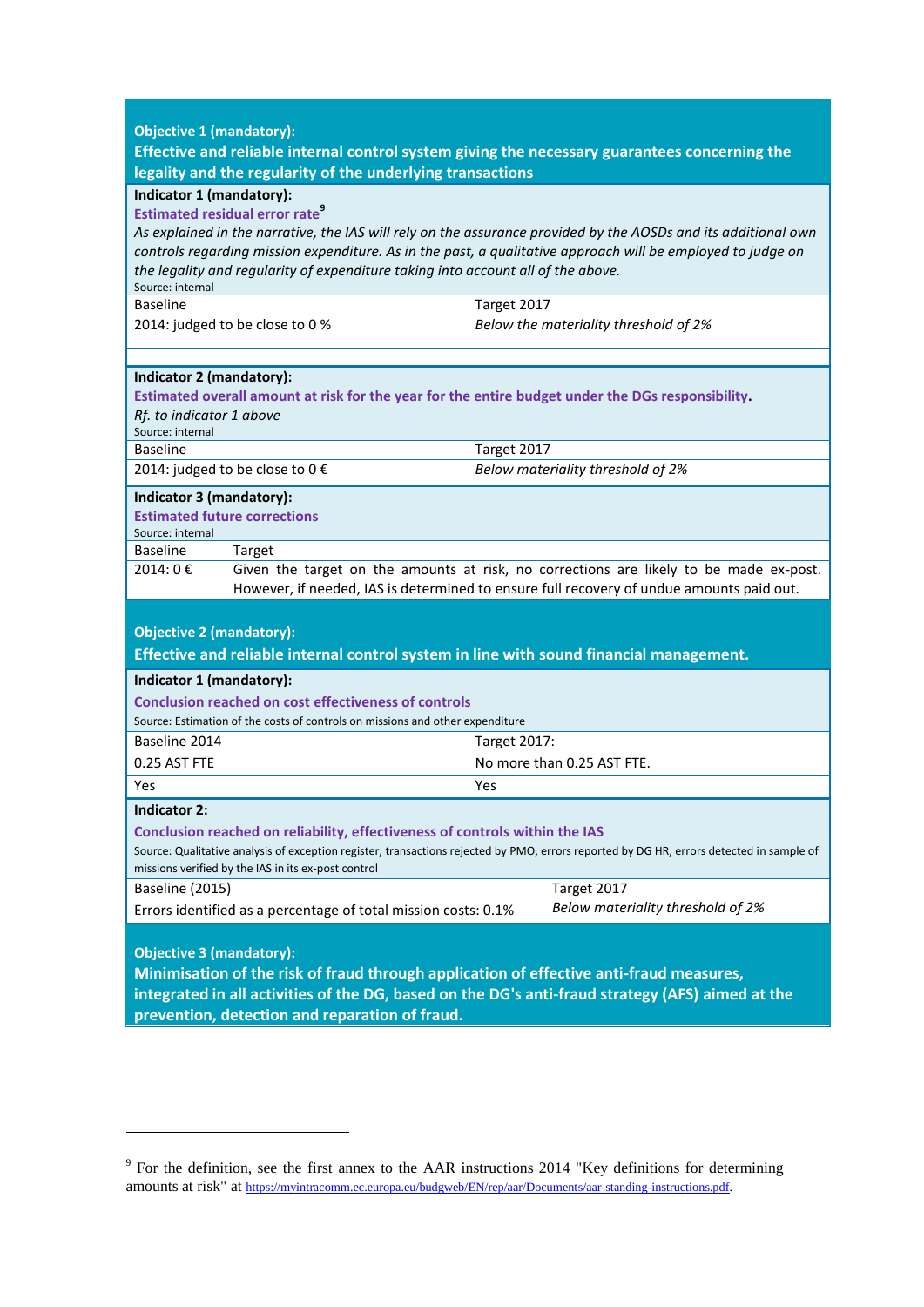**Objective 1 (mandatory):**

**Effective and reliable internal control system giving the necessary guarantees concerning the legality and the regularity of the underlying transactions**

**Indicator 1 (mandatory):**

**Estimated residual error rate**[9]

*As explained in the narrative, the IAS will rely on the assurance provided by the AOSDs and its additional own controls regarding mission expenditure. As in the past, a qualitative approach will be employed to judge on the legality and regularity of expenditure taking into account all of the above.*

Source: internal

| Baseline | Target 2017 |
|---|---|
| 2014: judged to be close to 0 % | *Below the materiality threshold of 2%* |

**Indicator 2 (mandatory):**

**Estimated overall amount at risk for the year for the entire budget under the DGs responsibility.**

*Rf. to indicator 1 above*

Source: internal

| Baseline | Target 2017 |
|---|---|
| 2014: judged to be close to 0 € | *Below materiality threshold of 2%* |

**Indicator 3 (mandatory):**

**Estimated future corrections**

Source: internal

| Baseline | Target |
|---|---|
| 2014: 0 € | Given the target on the amounts at risk, no corrections are likely to be made ex-post. However, if needed, IAS is determined to ensure full recovery of undue amounts paid out. |

**Objective 2 (mandatory):**

**Effective and reliable internal control system in line with sound financial management.**

**Indicator 1 (mandatory):**

**Conclusion reached on cost effectiveness of controls**

Source: Estimation of the costs of controls on missions and other expenditure

| Baseline 2014 | Target 2017: |
|---|---|
| 0.25 AST FTE | No more than 0.25 AST FTE. |
| Yes | Yes |

**Indicator 2:**

**Conclusion reached on reliability, effectiveness of controls within the IAS**

Source: Qualitative analysis of exception register, transactions rejected by PMO, errors reported by DG HR, errors detected in sample of missions verified by the IAS in its ex-post control

| Baseline (2015) | Target 2017 |
|---|---|
| Errors identified as a percentage of total mission costs: 0.1% | *Below materiality threshold of 2%* |

**Objective 3 (mandatory):**

**Minimisation of the risk of fraud through application of effective anti-fraud measures, integrated in all activities of the DG, based on the DG's anti-fraud strategy (AFS) aimed at the prevention, detection and reparation of fraud.**

---

[9] For the definition, see the first annex to the AAR instructions 2014 "Key definitions for determining amounts at risk" at https://myintracomm.ec.europa.eu/budgweb/EN/rep/aar/Documents/aar-standing-instructions.pdf.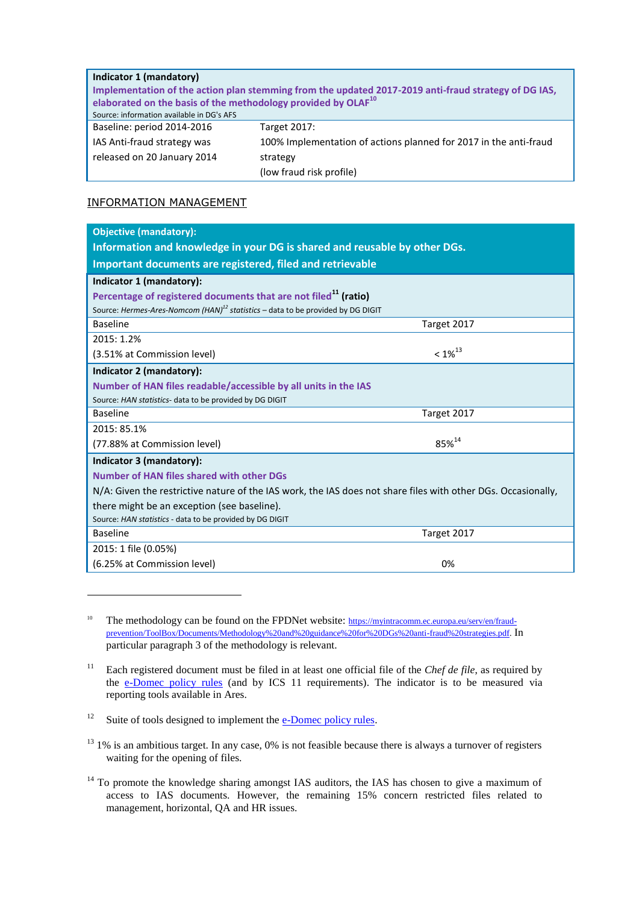| Indicator 1 (mandatory)<br>**Implementation of the action plan stemming from the updated 2017-2019 anti-fraud strategy of DG IAS, elaborated on the basis of the methodology provided by OLAF**[10]<br>Source: information available in DG's AFS | |
|---|---|
| Baseline: period 2014-2016<br>IAS Anti-fraud strategy was released on 20 January 2014 | Target 2017:<br>100% Implementation of actions planned for 2017 in the anti-fraud strategy<br>(low fraud risk profile) |

INFORMATION MANAGEMENT

| **Objective (mandatory):**<br>**Information and knowledge in your DG is shared and reusable by other DGs.**<br>**Important documents are registered, filed and retrievable** | |
|---|---|
| **Indicator 1 (mandatory):**<br>**Percentage of registered documents that are not filed**[11] **(ratio)**<br>Source: *Hermes-Ares-Nomcom (HAN)*[12] *statistics* – data to be provided by DG DIGIT | |
| Baseline | Target 2017 |
| 2015: 1.2%<br>(3.51% at Commission level) | < 1%[13] |
| **Indicator 2 (mandatory):**<br>**Number of HAN files readable/accessible by all units in the IAS**<br>Source: *HAN statistics*- data to be provided by DG DIGIT | |
| Baseline | Target 2017 |
| 2015: 85.1%<br>(77.88% at Commission level) | 85%[14] |
| **Indicator 3 (mandatory):**<br>**Number of HAN files shared with other DGs**<br>N/A: Given the restrictive nature of the IAS work, the IAS does not share files with other DGs. Occasionally, there might be an exception (see baseline).<br>Source: *HAN statistics* - data to be provided by DG DIGIT | |
| Baseline | Target 2017 |
| 2015: 1 file (0.05%)<br>(6.25% at Commission level) | 0% |

---

[10] The methodology can be found on the FPDNet website: https://myintracomm.ec.europa.eu/serv/en/fraud-prevention/ToolBox/Documents/Methodology%20and%20guidance%20for%20DGs%20anti-fraud%20strategies.pdf. In particular paragraph 3 of the methodology is relevant.

[11] Each registered document must be filed in at least one official file of the *Chef de file*, as required by the e-Domec policy rules (and by ICS 11 requirements). The indicator is to be measured via reporting tools available in Ares.

[12] Suite of tools designed to implement the e-Domec policy rules.

[13] 1% is an ambitious target. In any case, 0% is not feasible because there is always a turnover of registers waiting for the opening of files.

[14] To promote the knowledge sharing amongst IAS auditors, the IAS has chosen to give a maximum of access to IAS documents. However, the remaining 15% concern restricted files related to management, horizontal, QA and HR issues.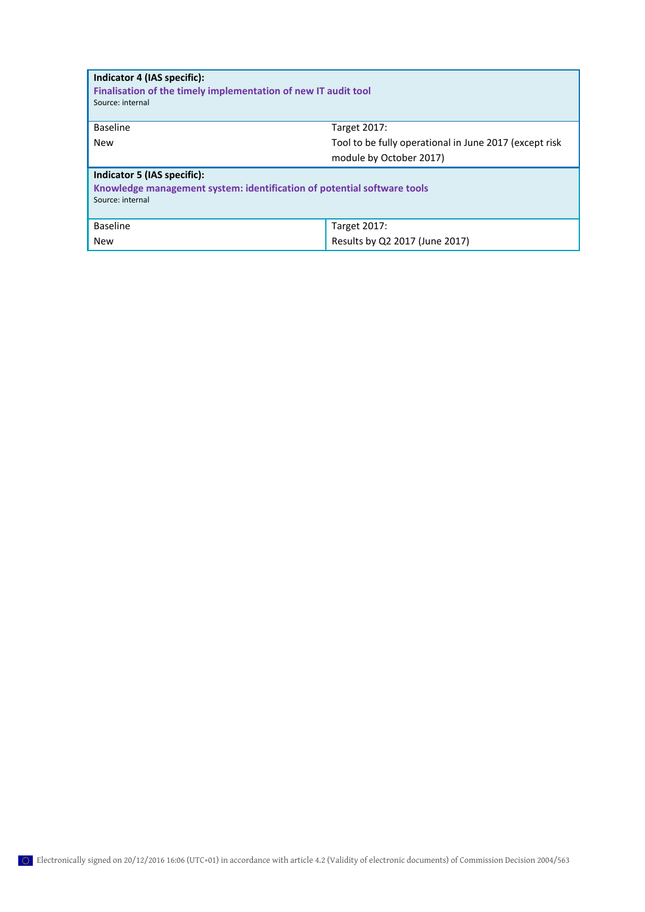| **Indicator 4 (IAS specific):**<br>**Finalisation of the timely implementation of new IT audit tool**<br>Source: internal | |
|---|---|
| Baseline | Target 2017: |
| New | Tool to be fully operational in June 2017 (except risk module by October 2017) |

| **Indicator 5 (IAS specific):**<br>**Knowledge management system: identification of potential software tools**<br>Source: internal | |
|---|---|
| Baseline | Target 2017: |
| New | Results by Q2 2017 (June 2017) |

Electronically signed on 20/12/2016 16:06 (UTC+01) in accordance with article 4.2 (Validity of electronic documents) of Commission Decision 2004/563